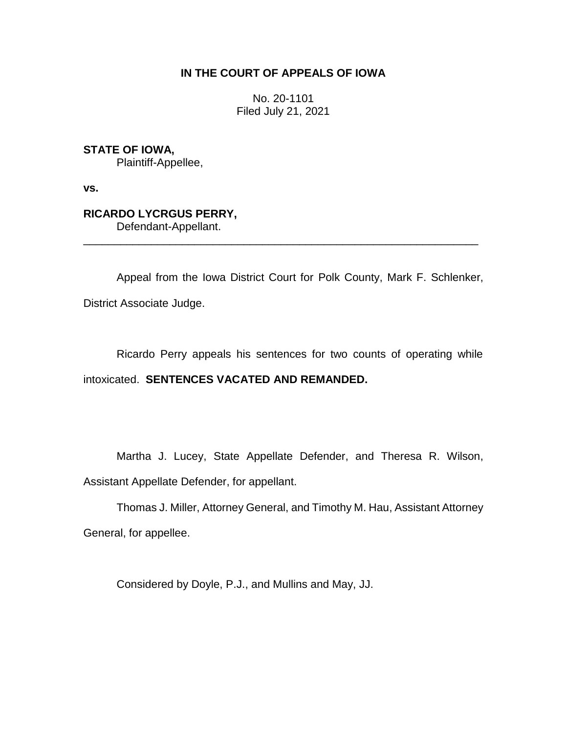**IN THE COURT OF APPEALS OF IOWA**

No. 20-1101
Filed July 21, 2021

**STATE OF IOWA,**
Plaintiff-Appellee,

**vs.**

**RICARDO LYCRGUS PERRY,**
Defendant-Appellant.

---

Appeal from the Iowa District Court for Polk County, Mark F. Schlenker, District Associate Judge.

Ricardo Perry appeals his sentences for two counts of operating while intoxicated. **SENTENCES VACATED AND REMANDED.**

Martha J. Lucey, State Appellate Defender, and Theresa R. Wilson, Assistant Appellate Defender, for appellant.

Thomas J. Miller, Attorney General, and Timothy M. Hau, Assistant Attorney General, for appellee.

Considered by Doyle, P.J., and Mullins and May, JJ.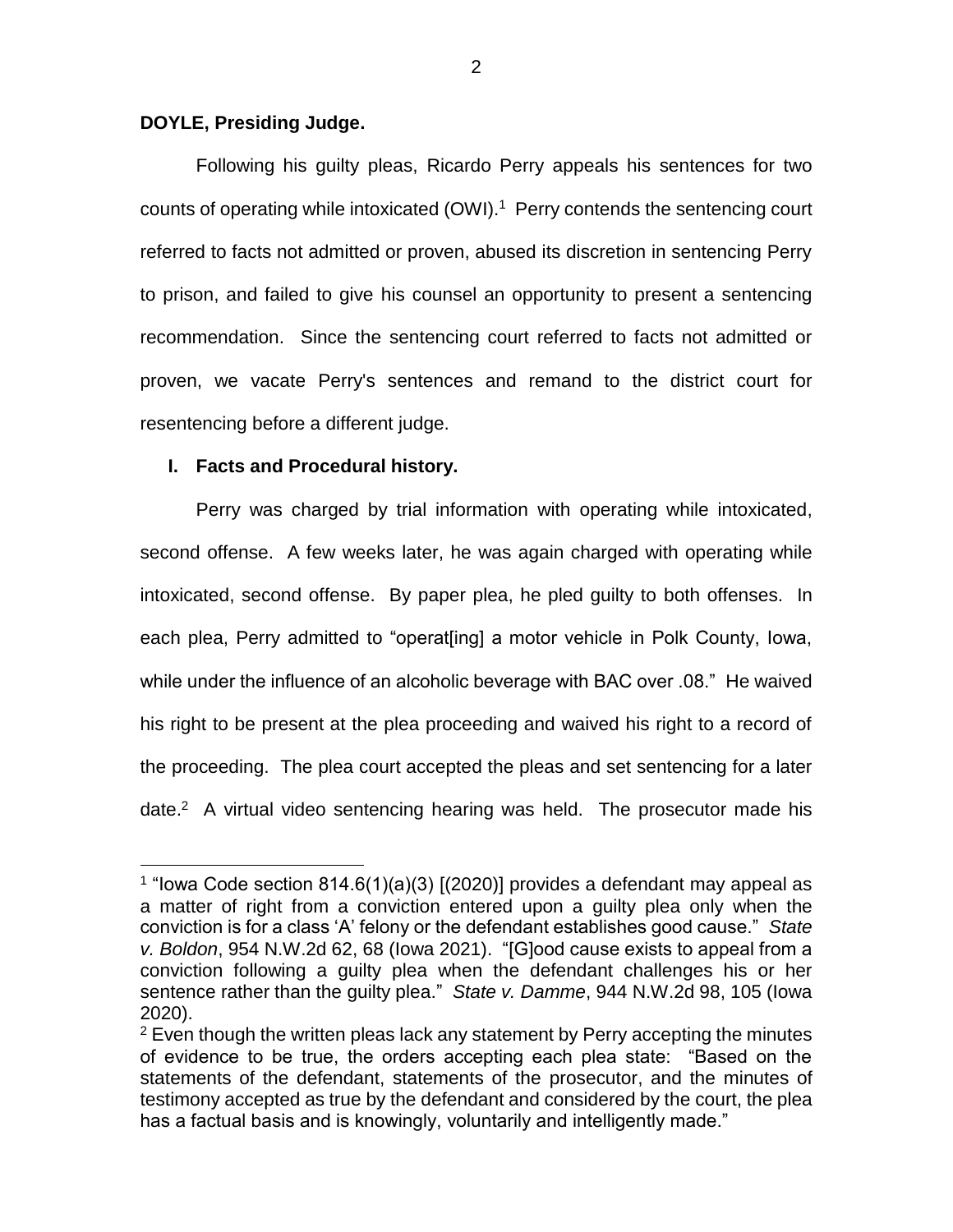**DOYLE, Presiding Judge.**

Following his guilty pleas, Ricardo Perry appeals his sentences for two counts of operating while intoxicated (OWI).[1] Perry contends the sentencing court referred to facts not admitted or proven, abused its discretion in sentencing Perry to prison, and failed to give his counsel an opportunity to present a sentencing recommendation. Since the sentencing court referred to facts not admitted or proven, we vacate Perry's sentences and remand to the district court for resentencing before a different judge.

## I. Facts and Procedural history.

Perry was charged by trial information with operating while intoxicated, second offense. A few weeks later, he was again charged with operating while intoxicated, second offense. By paper plea, he pled guilty to both offenses. In each plea, Perry admitted to "operat[ing] a motor vehicle in Polk County, Iowa, while under the influence of an alcoholic beverage with BAC over .08." He waived his right to be present at the plea proceeding and waived his right to a record of the proceeding. The plea court accepted the pleas and set sentencing for a later date.[2] A virtual video sentencing hearing was held. The prosecutor made his

---

[1] "Iowa Code section 814.6(1)(a)(3) [(2020)] provides a defendant may appeal as a matter of right from a conviction entered upon a guilty plea only when the conviction is for a class 'A' felony or the defendant establishes good cause." *State v. Boldon*, 954 N.W.2d 62, 68 (Iowa 2021). "[G]ood cause exists to appeal from a conviction following a guilty plea when the defendant challenges his or her sentence rather than the guilty plea." *State v. Damme*, 944 N.W.2d 98, 105 (Iowa 2020).

[2] Even though the written pleas lack any statement by Perry accepting the minutes of evidence to be true, the orders accepting each plea state: "Based on the statements of the defendant, statements of the prosecutor, and the minutes of testimony accepted as true by the defendant and considered by the court, the plea has a factual basis and is knowingly, voluntarily and intelligently made."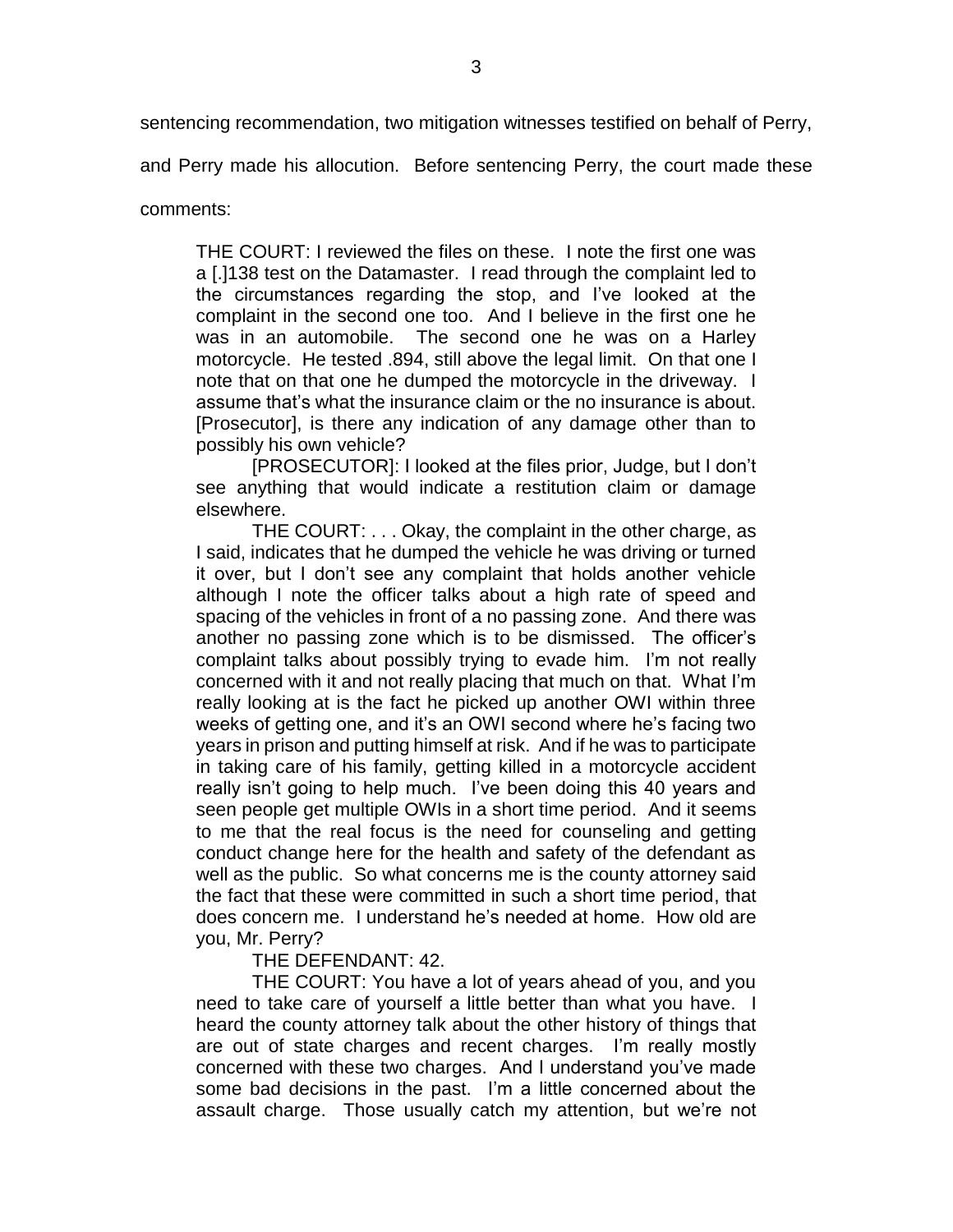sentencing recommendation, two mitigation witnesses testified on behalf of Perry, and Perry made his allocution. Before sentencing Perry, the court made these comments:

> THE COURT: I reviewed the files on these. I note the first one was a [.]138 test on the Datamaster. I read through the complaint led to the circumstances regarding the stop, and I've looked at the complaint in the second one too. And I believe in the first one he was in an automobile. The second one he was on a Harley motorcycle. He tested .894, still above the legal limit. On that one I note that on that one he dumped the motorcycle in the driveway. I assume that's what the insurance claim or the no insurance is about. [Prosecutor], is there any indication of any damage other than to possibly his own vehicle?
>
> [PROSECUTOR]: I looked at the files prior, Judge, but I don't see anything that would indicate a restitution claim or damage elsewhere.
>
> THE COURT: . . . Okay, the complaint in the other charge, as I said, indicates that he dumped the vehicle he was driving or turned it over, but I don't see any complaint that holds another vehicle although I note the officer talks about a high rate of speed and spacing of the vehicles in front of a no passing zone. And there was another no passing zone which is to be dismissed. The officer's complaint talks about possibly trying to evade him. I'm not really concerned with it and not really placing that much on that. What I'm really looking at is the fact he picked up another OWI within three weeks of getting one, and it's an OWI second where he's facing two years in prison and putting himself at risk. And if he was to participate in taking care of his family, getting killed in a motorcycle accident really isn't going to help much. I've been doing this 40 years and seen people get multiple OWIs in a short time period. And it seems to me that the real focus is the need for counseling and getting conduct change here for the health and safety of the defendant as well as the public. So what concerns me is the county attorney said the fact that these were committed in such a short time period, that does concern me. I understand he's needed at home. How old are you, Mr. Perry?
>
> THE DEFENDANT: 42.
>
> THE COURT: You have a lot of years ahead of you, and you need to take care of yourself a little better than what you have. I heard the county attorney talk about the other history of things that are out of state charges and recent charges. I'm really mostly concerned with these two charges. And I understand you've made some bad decisions in the past. I'm a little concerned about the assault charge. Those usually catch my attention, but we're not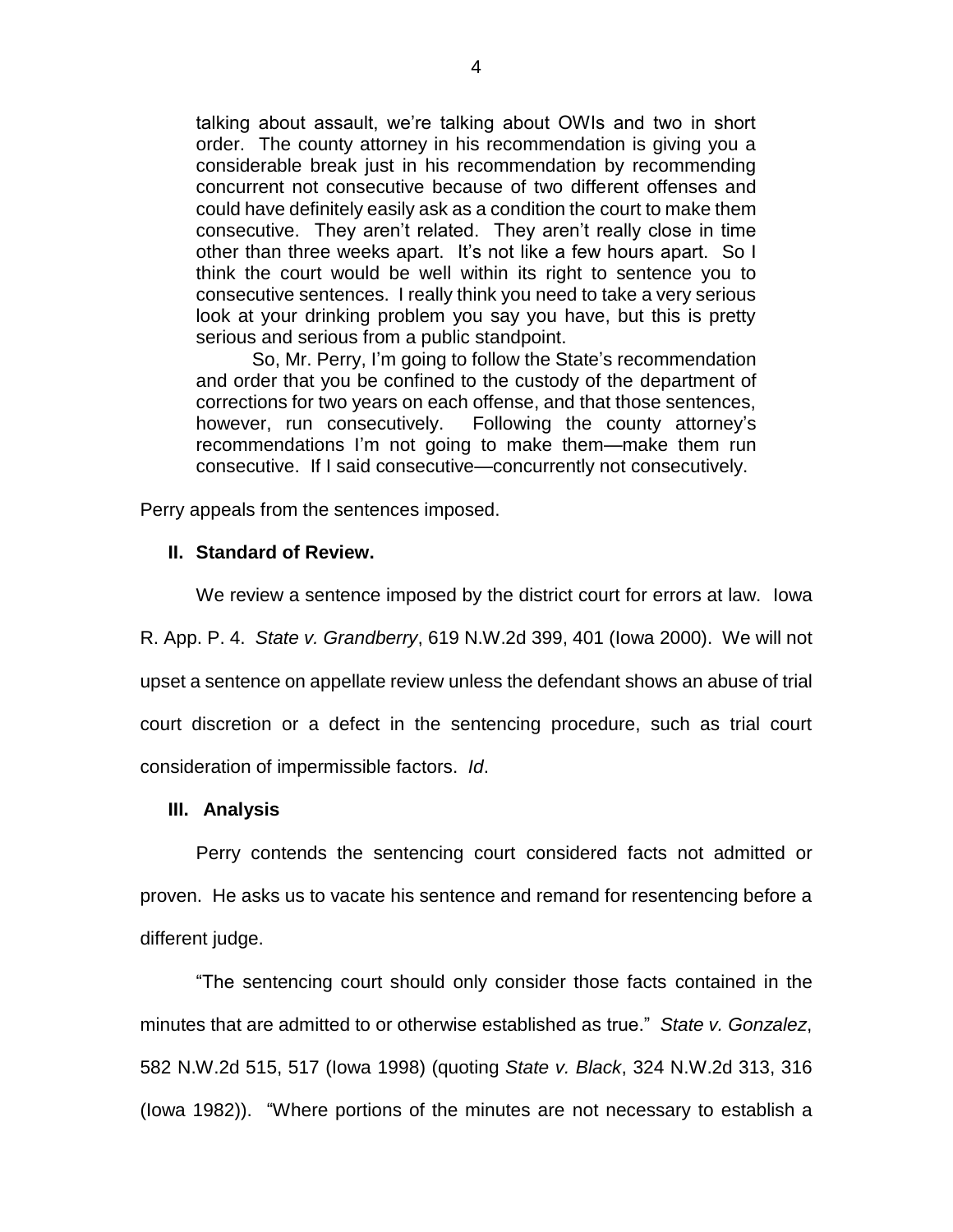> talking about assault, we're talking about OWIs and two in short order. The county attorney in his recommendation is giving you a considerable break just in his recommendation by recommending concurrent not consecutive because of two different offenses and could have definitely easily ask as a condition the court to make them consecutive. They aren't related. They aren't really close in time other than three weeks apart. It's not like a few hours apart. So I think the court would be well within its right to sentence you to consecutive sentences. I really think you need to take a very serious look at your drinking problem you say you have, but this is pretty serious and serious from a public standpoint.
>
> So, Mr. Perry, I'm going to follow the State's recommendation and order that you be confined to the custody of the department of corrections for two years on each offense, and that those sentences, however, run consecutively. Following the county attorney's recommendations I'm not going to make them—make them run consecutive. If I said consecutive—concurrently not consecutively.

Perry appeals from the sentences imposed.

**II. Standard of Review.**

We review a sentence imposed by the district court for errors at law. Iowa R. App. P. 4. *State v. Grandberry*, 619 N.W.2d 399, 401 (Iowa 2000). We will not upset a sentence on appellate review unless the defendant shows an abuse of trial court discretion or a defect in the sentencing procedure, such as trial court consideration of impermissible factors. *Id*.

**III. Analysis**

Perry contends the sentencing court considered facts not admitted or proven. He asks us to vacate his sentence and remand for resentencing before a different judge.

"The sentencing court should only consider those facts contained in the minutes that are admitted to or otherwise established as true." *State v. Gonzalez*, 582 N.W.2d 515, 517 (Iowa 1998) (quoting *State v. Black*, 324 N.W.2d 313, 316 (Iowa 1982)). "Where portions of the minutes are not necessary to establish a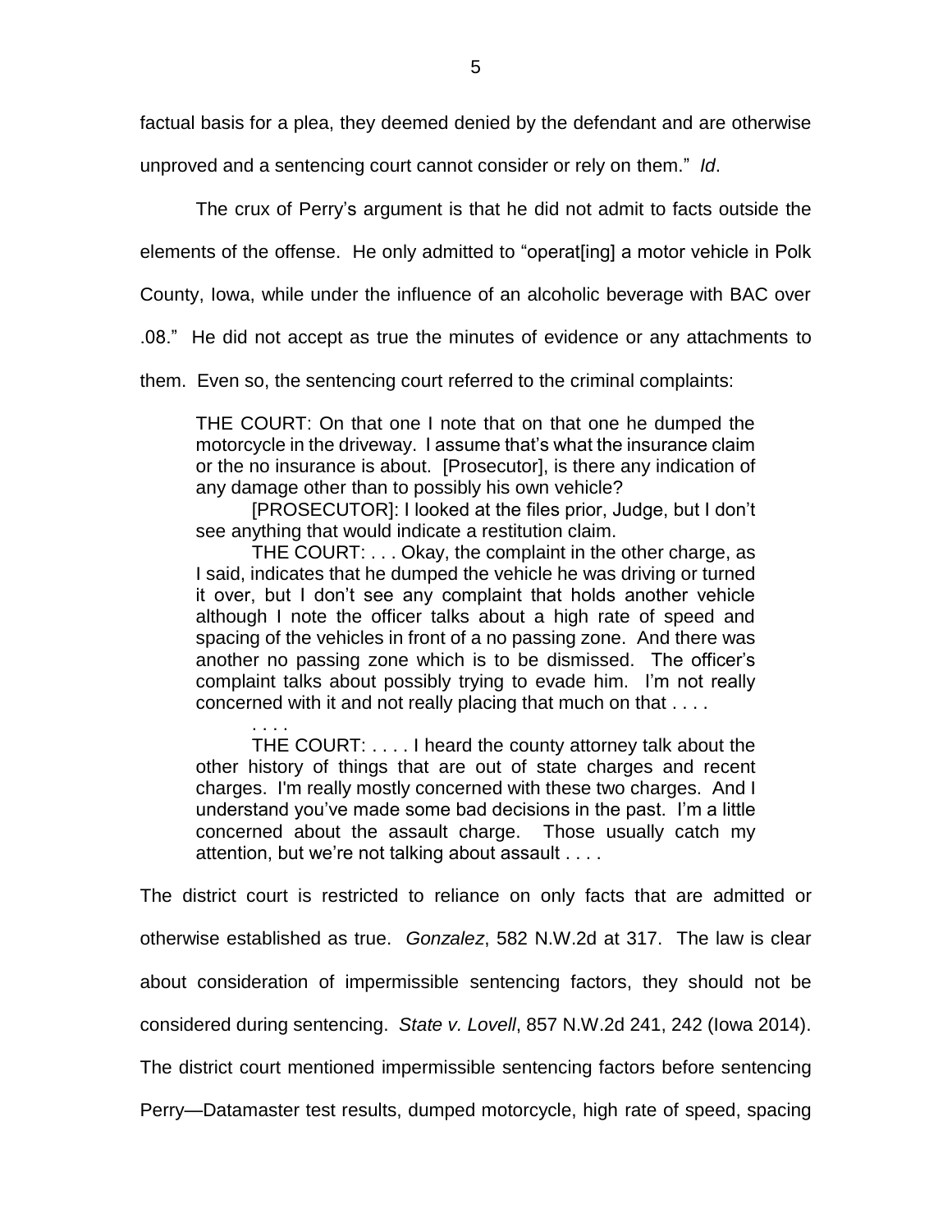factual basis for a plea, they deemed denied by the defendant and are otherwise unproved and a sentencing court cannot consider or rely on them." *Id*.

The crux of Perry's argument is that he did not admit to facts outside the elements of the offense. He only admitted to "operat[ing] a motor vehicle in Polk County, Iowa, while under the influence of an alcoholic beverage with BAC over .08." He did not accept as true the minutes of evidence or any attachments to them. Even so, the sentencing court referred to the criminal complaints:

> THE COURT: On that one I note that on that one he dumped the motorcycle in the driveway. I assume that's what the insurance claim or the no insurance is about. [Prosecutor], is there any indication of any damage other than to possibly his own vehicle?
>
> [PROSECUTOR]: I looked at the files prior, Judge, but I don't see anything that would indicate a restitution claim.
>
> THE COURT: . . . Okay, the complaint in the other charge, as I said, indicates that he dumped the vehicle he was driving or turned it over, but I don't see any complaint that holds another vehicle although I note the officer talks about a high rate of speed and spacing of the vehicles in front of a no passing zone. And there was another no passing zone which is to be dismissed. The officer's complaint talks about possibly trying to evade him. I'm not really concerned with it and not really placing that much on that . . . .
>
> . . . .
>
> THE COURT: . . . . I heard the county attorney talk about the other history of things that are out of state charges and recent charges. I'm really mostly concerned with these two charges. And I understand you've made some bad decisions in the past. I'm a little concerned about the assault charge. Those usually catch my attention, but we're not talking about assault . . . .

The district court is restricted to reliance on only facts that are admitted or otherwise established as true. *Gonzalez*, 582 N.W.2d at 317. The law is clear about consideration of impermissible sentencing factors, they should not be considered during sentencing. *State v. Lovell*, 857 N.W.2d 241, 242 (Iowa 2014). The district court mentioned impermissible sentencing factors before sentencing Perry—Datamaster test results, dumped motorcycle, high rate of speed, spacing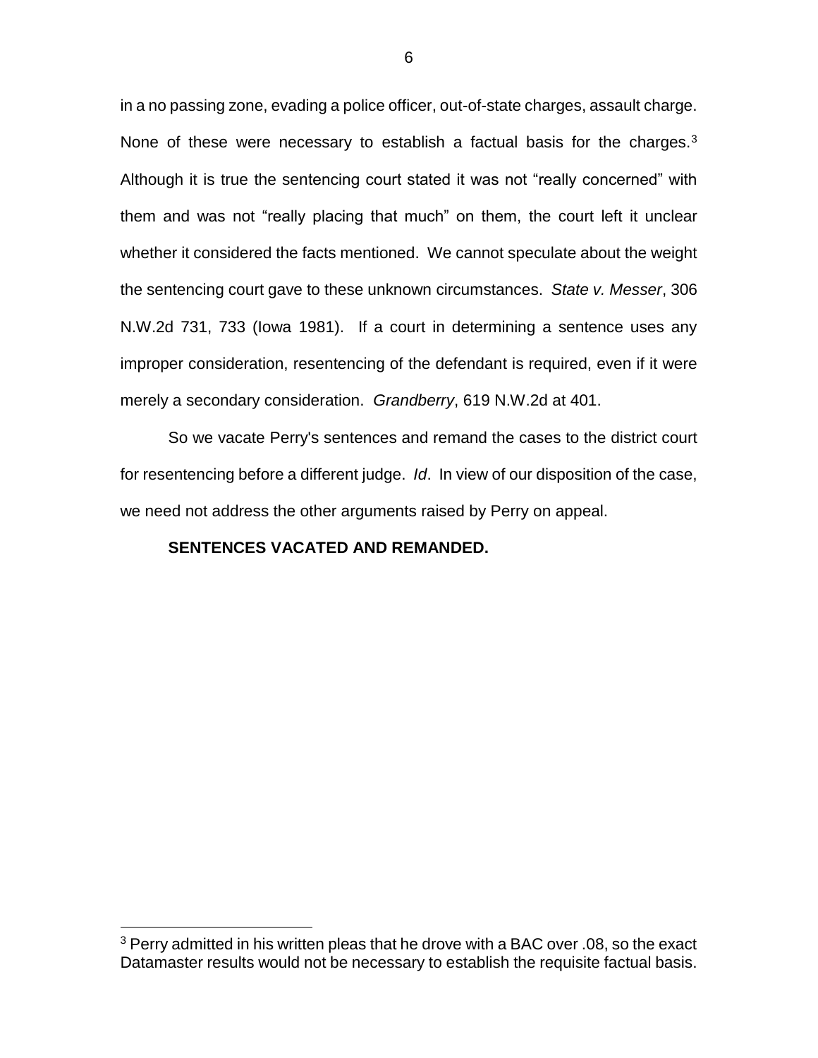in a no passing zone, evading a police officer, out-of-state charges, assault charge. None of these were necessary to establish a factual basis for the charges.[3] Although it is true the sentencing court stated it was not "really concerned" with them and was not "really placing that much" on them, the court left it unclear whether it considered the facts mentioned. We cannot speculate about the weight the sentencing court gave to these unknown circumstances. *State v. Messer*, 306 N.W.2d 731, 733 (Iowa 1981). If a court in determining a sentence uses any improper consideration, resentencing of the defendant is required, even if it were merely a secondary consideration. *Grandberry*, 619 N.W.2d at 401.

So we vacate Perry's sentences and remand the cases to the district court for resentencing before a different judge. *Id*. In view of our disposition of the case, we need not address the other arguments raised by Perry on appeal.

**SENTENCES VACATED AND REMANDED.**

[3] Perry admitted in his written pleas that he drove with a BAC over .08, so the exact Datamaster results would not be necessary to establish the requisite factual basis.